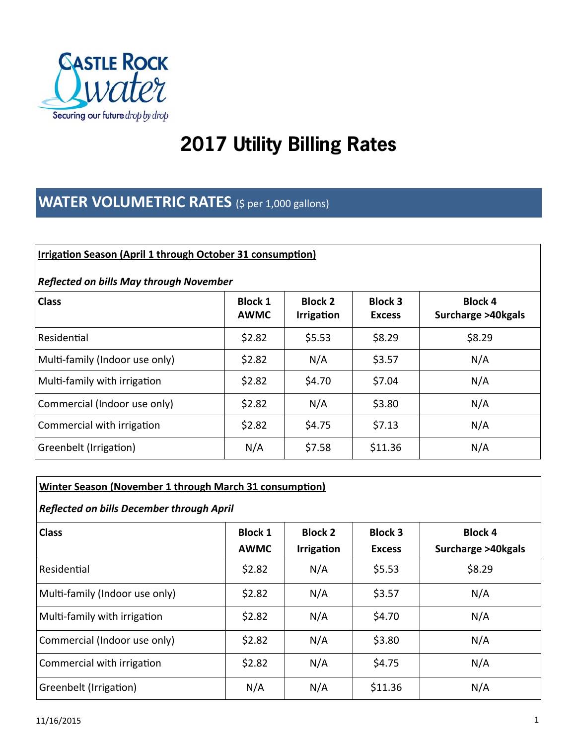CASTLE ROCK water

Securing our future drop by drop

# 2017 Utility Billing Rates

## WATER VOLUMETRIC RATES ($ per 1,000 gallons)

**Irrigation Season (April 1 through October 31 consumption)**

***Reflected on bills May through November***

| Class | Block 1 AWMC | Block 2 Irrigation | Block 3 Excess | Block 4 Surcharge >40kgals |
|---|---|---|---|---|
| Residential | $2.82 | $5.53 | $8.29 | $8.29 |
| Multi-family (Indoor use only) | $2.82 | N/A | $3.57 | N/A |
| Multi-family with irrigation | $2.82 | $4.70 | $7.04 | N/A |
| Commercial (Indoor use only) | $2.82 | N/A | $3.80 | N/A |
| Commercial with irrigation | $2.82 | $4.75 | $7.13 | N/A |
| Greenbelt (Irrigation) | N/A | $7.58 | $11.36 | N/A |

**Winter Season (November 1 through March 31 consumption)**

***Reflected on bills December through April***

| Class | Block 1 AWMC | Block 2 Irrigation | Block 3 Excess | Block 4 Surcharge >40kgals |
|---|---|---|---|---|
| Residential | $2.82 | N/A | $5.53 | $8.29 |
| Multi-family (Indoor use only) | $2.82 | N/A | $3.57 | N/A |
| Multi-family with irrigation | $2.82 | N/A | $4.70 | N/A |
| Commercial (Indoor use only) | $2.82 | N/A | $3.80 | N/A |
| Commercial with irrigation | $2.82 | N/A | $4.75 | N/A |
| Greenbelt (Irrigation) | N/A | N/A | $11.36 | N/A |

11/16/2015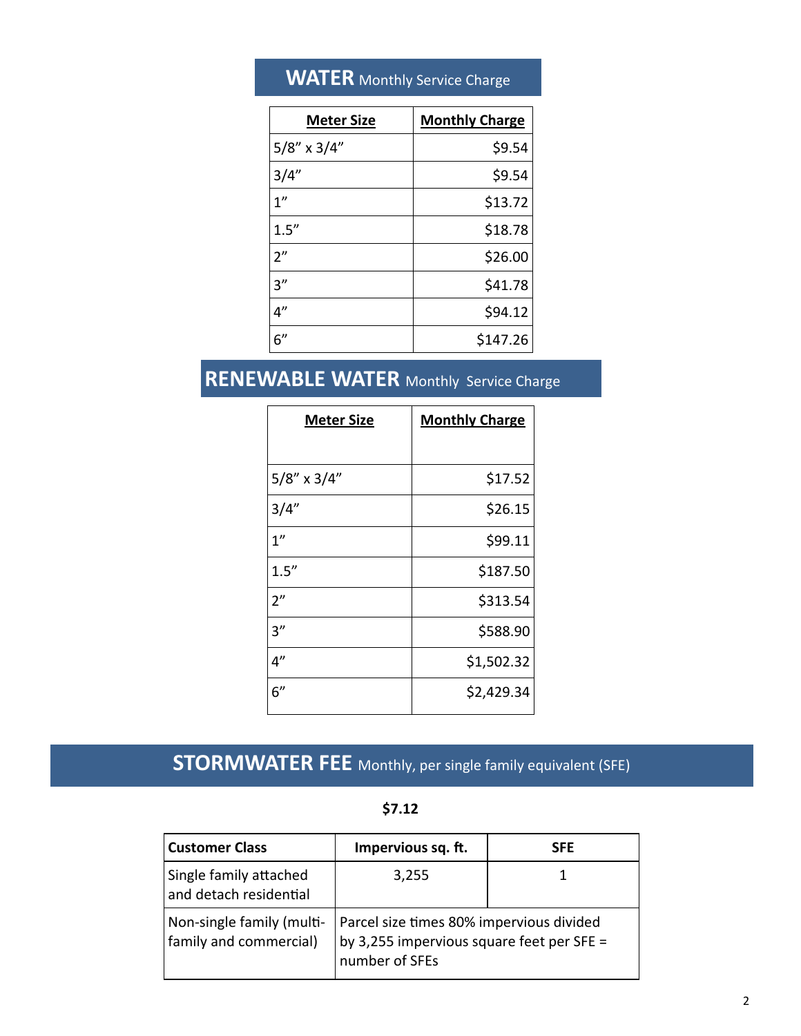## **WATER** Monthly Service Charge

| Meter Size | Monthly Charge |
|---|---:|
| 5/8" x 3/4" | $9.54 |
| 3/4" | $9.54 |
| 1" | $13.72 |
| 1.5" | $18.78 |
| 2" | $26.00 |
| 3" | $41.78 |
| 4" | $94.12 |
| 6" | $147.26 |

## **RENEWABLE WATER** Monthly Service Charge

| Meter Size | Monthly Charge |
|---|---:|
| 5/8" x 3/4" | $17.52 |
| 3/4" | $26.15 |
| 1" | $99.11 |
| 1.5" | $187.50 |
| 2" | $313.54 |
| 3" | $588.90 |
| 4" | $1,502.32 |
| 6" | $2,429.34 |

## **STORMWATER FEE** Monthly, per single family equivalent (SFE)

**$7.12**

| Customer Class | Impervious sq. ft. | SFE |
|---|---|---|
| Single family attached and detach residential | 3,255 | 1 |
| Non-single family (multi-family and commercial) | Parcel size times 80% impervious divided by 3,255 impervious square feet per SFE = number of SFEs | |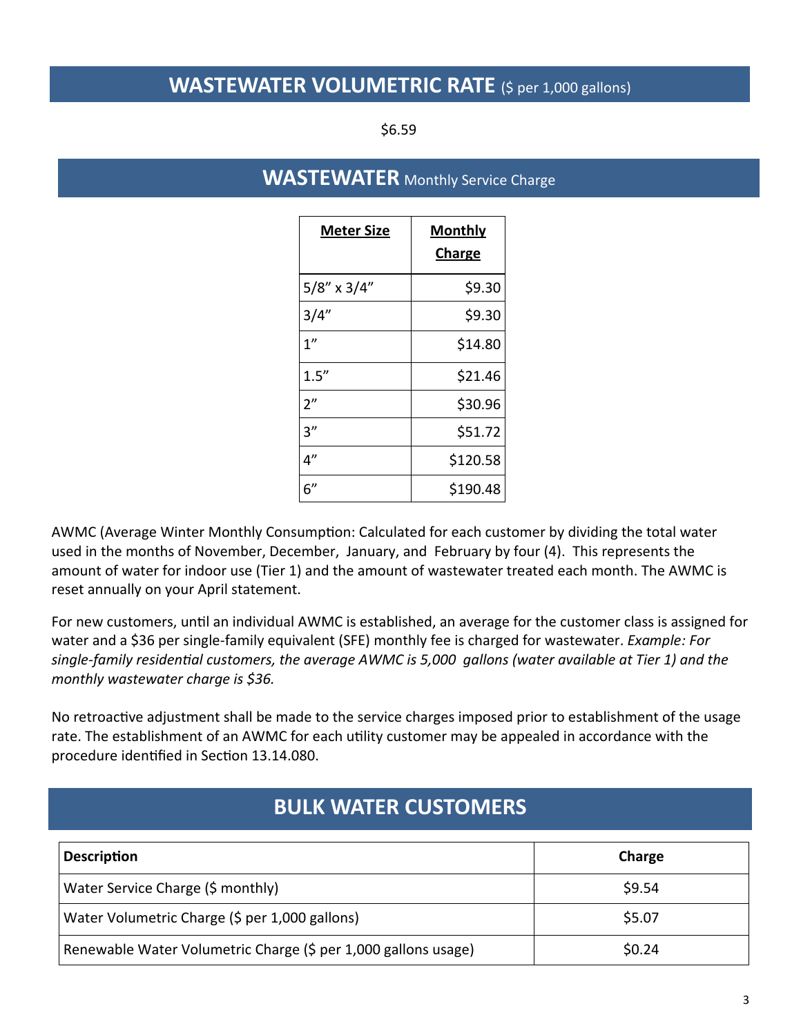## **WASTEWATER VOLUMETRIC RATE** ($ per 1,000 gallons)

$6.59

## **WASTEWATER** Monthly Service Charge

| Meter Size | Monthly Charge |
|---|---|
| 5/8" x 3/4" | $9.30 |
| 3/4" | $9.30 |
| 1" | $14.80 |
| 1.5" | $21.46 |
| 2" | $30.96 |
| 3" | $51.72 |
| 4" | $120.58 |
| 6" | $190.48 |

AWMC (Average Winter Monthly Consumption: Calculated for each customer by dividing the total water used in the months of November, December, January, and February by four (4). This represents the amount of water for indoor use (Tier 1) and the amount of wastewater treated each month. The AWMC is reset annually on your April statement.

For new customers, until an individual AWMC is established, an average for the customer class is assigned for water and a $36 per single-family equivalent (SFE) monthly fee is charged for wastewater. *Example: For single-family residential customers, the average AWMC is 5,000 gallons (water available at Tier 1) and the monthly wastewater charge is $36.*

No retroactive adjustment shall be made to the service charges imposed prior to establishment of the usage rate. The establishment of an AWMC for each utility customer may be appealed in accordance with the procedure identified in Section 13.14.080.

## **BULK WATER CUSTOMERS**

| Description | Charge |
|---|---|
| Water Service Charge ($ monthly) | $9.54 |
| Water Volumetric Charge ($ per 1,000 gallons) | $5.07 |
| Renewable Water Volumetric Charge ($ per 1,000 gallons usage) | $0.24 |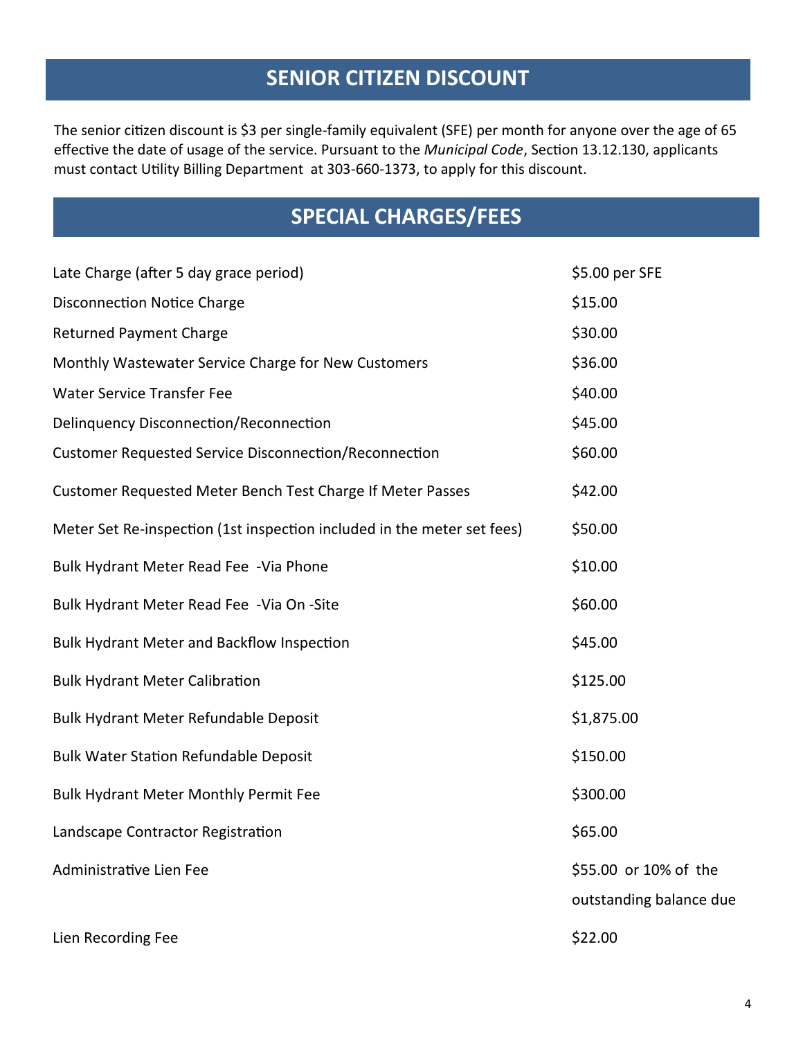## SENIOR CITIZEN DISCOUNT

The senior citizen discount is $3 per single-family equivalent (SFE) per month for anyone over the age of 65 effective the date of usage of the service. Pursuant to the *Municipal Code*, Section 13.12.130, applicants must contact Utility Billing Department at 303-660-1373, to apply for this discount.

## SPECIAL CHARGES/FEES

| | |
|---|---|
| Late Charge (after 5 day grace period) | $5.00 per SFE |
| Disconnection Notice Charge | $15.00 |
| Returned Payment Charge | $30.00 |
| Monthly Wastewater Service Charge for New Customers | $36.00 |
| Water Service Transfer Fee | $40.00 |
| Delinquency Disconnection/Reconnection | $45.00 |
| Customer Requested Service Disconnection/Reconnection | $60.00 |
| Customer Requested Meter Bench Test Charge If Meter Passes | $42.00 |
| Meter Set Re-inspection (1st inspection included in the meter set fees) | $50.00 |
| Bulk Hydrant Meter Read Fee -Via Phone | $10.00 |
| Bulk Hydrant Meter Read Fee -Via On -Site | $60.00 |
| Bulk Hydrant Meter and Backflow Inspection | $45.00 |
| Bulk Hydrant Meter Calibration | $125.00 |
| Bulk Hydrant Meter Refundable Deposit | $1,875.00 |
| Bulk Water Station Refundable Deposit | $150.00 |
| Bulk Hydrant Meter Monthly Permit Fee | $300.00 |
| Landscape Contractor Registration | $65.00 |
| Administrative Lien Fee | $55.00 or 10% of the outstanding balance due |
| Lien Recording Fee | $22.00 |